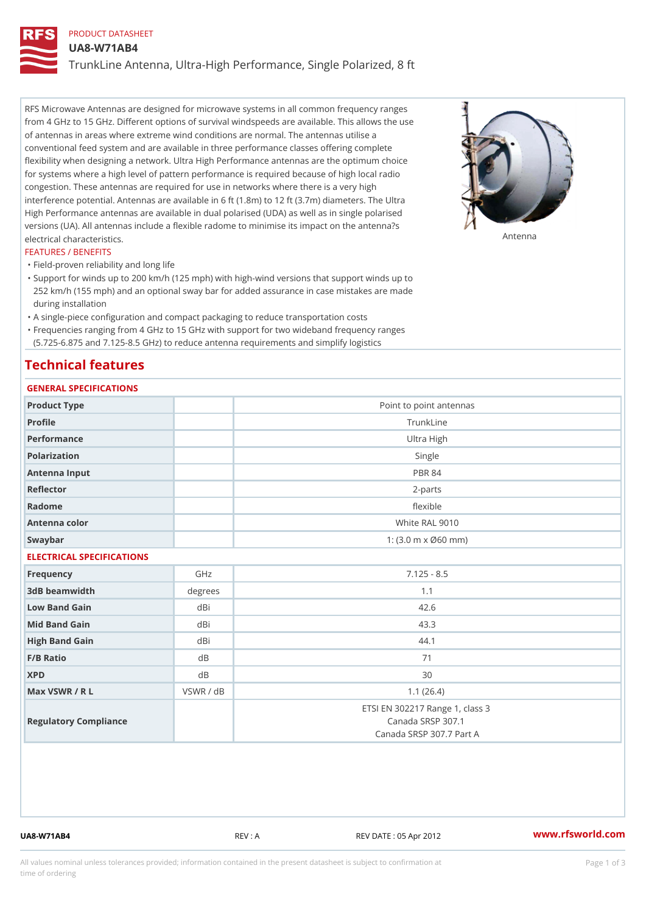PRODUCT DATASHEET

# UA8-W71AB4

## TrunkLine Antenna, Ultra-High Performance, Single Polarized, 8 ft

RFS Microwave Antennas are designed for microwave systems in all common frequency ranges from 4 GHz to 15 GHz. Different options of survival windspeeds are available. This allows the use of antennas in areas where extreme wind conditions are normal. The antennas utilise a conventional feed system and are available in three performance classes offering complete flexibility when designing a network. Ultra High Performance antennas are the optimum choice for systems where a high level of pattern performance is required because of high local radio congestion. These antennas are required for use in networks where there is a very high interference potential. Antennas are available in 6 ft (1.8m) to 12 ft (3.7m) diameters. The Ultra High Performance antennas are available in dual polarised (UDA) as well as in single polarised versions (UA). All antennas include a flexible radome to minimise its impact on the antenna?s electrical characteristics.

Antenna

### FEATURES / BENEFITS

- Field-proven reliability and long life
- Support for winds up to 200 km/h (125 mph) with high-wind versions that support winds up to 252 km/h (155 mph) and an optional sway bar for added assurance in case mistakes are made during installation
- A single-piece configuration and compact packaging to reduce transportation costs
- Frequencies ranging from 4 GHz to 15 GHz with support for two wideband frequency ranges (5.725-6.875 and 7.125-8.5 GHz) to reduce antenna requirements and simplify logistics

## Technical features

### GENERAL SPECIFICATIONS

| | | |
|---|---|---|
| Product Type | | Point to point antennas |
| Profile | | TrunkLine |
| Performance | | Ultra High |
| Polarization | | Single |
| Antenna Input | | PBR 84 |
| Reflector | | 2-parts |
| Radome | | flexible |
| Antenna color | | White RAL 9010 |
| Swaybar | | 1: (3.0 m x Ø60 mm) |

### ELECTRICAL SPECIFICATIONS

| | | |
|---|---|---|
| Frequency | GHz | 7.125 - 8.5 |
| 3dB beamwidth | degrees | 1.1 |
| Low Band Gain | dBi | 42.6 |
| Mid Band Gain | dBi | 43.3 |
| High Band Gain | dBi | 44.1 |
| F/B Ratio | dB | 71 |
| XPD | dB | 30 |
| Max VSWR / R L | VSWR / dB | 1.1 (26.4) |
| Regulatory Compliance | | ETSI EN 302217 Range 1, class 3<br>Canada SRSP 307.1<br>Canada SRSP 307.7 Part A |

UA8-W71AB4 REV : A REV DATE : 05 Apr 2012 www.rfsworld.com

All values nominal unless tolerances provided; information contained in the present datasheet is subject to confirmation at time of ordering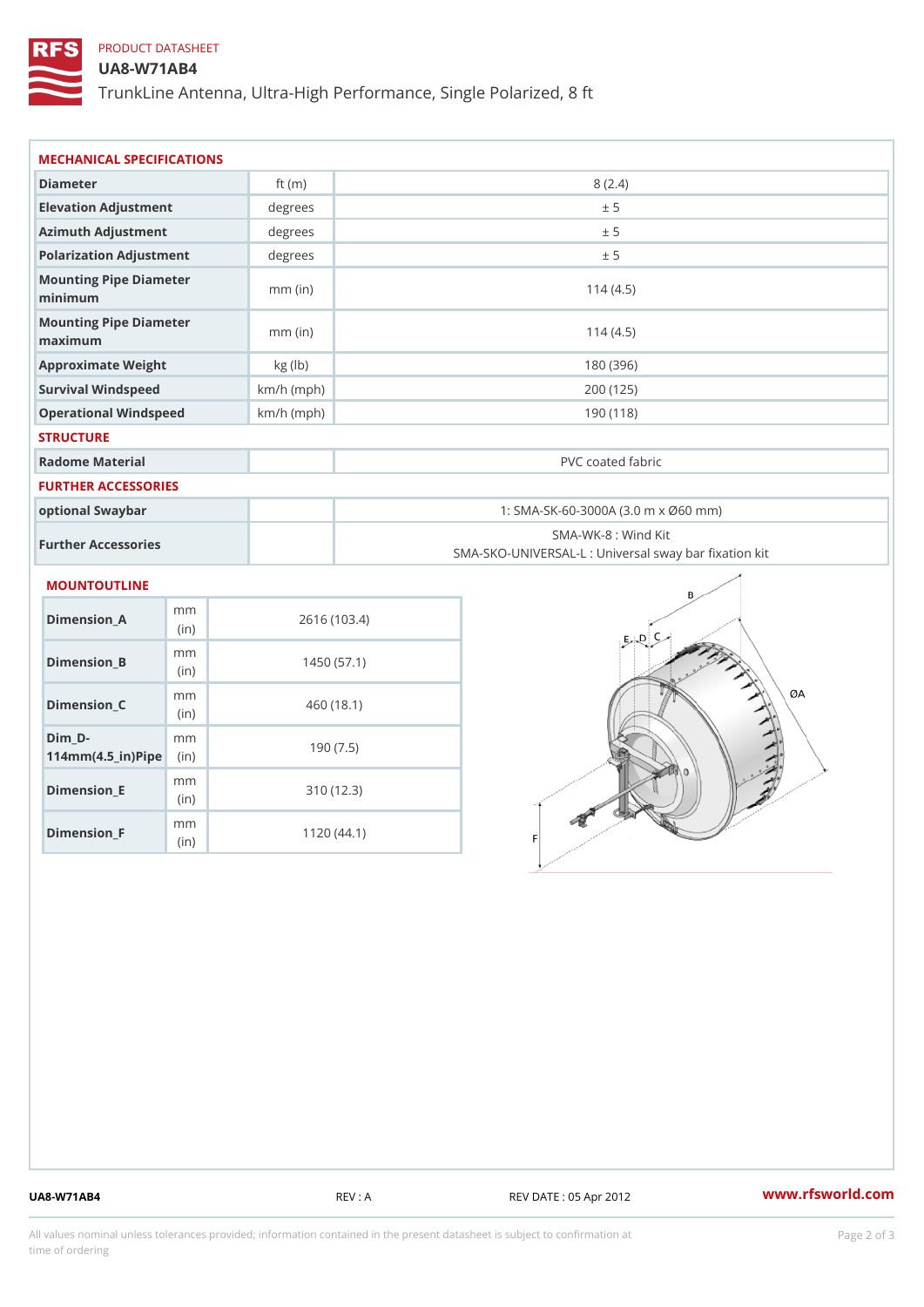PRODUCT DATASHEET

# UA8-W71AB4

TrunkLine Antenna, Ultra-High Performance, Single Polarized, 8 ft

## MECHANICAL SPECIFICATIONS

| | | |
|---|---|---|
| Diameter | ft (m) | 8 (2.4) |
| Elevation Adjustment | degrees | ± 5 |
| Azimuth Adjustment | degrees | ± 5 |
| Polarization Adjustment | degrees | ± 5 |
| Mounting Pipe Diameter minimum | mm (in) | 114 (4.5) |
| Mounting Pipe Diameter maximum | mm (in) | 114 (4.5) |
| Approximate Weight | kg (lb) | 180 (396) |
| Survival Windspeed | km/h (mph) | 200 (125) |
| Operational Windspeed | km/h (mph) | 190 (118) |

## STRUCTURE

| | | |
|---|---|---|
| Radome Material | | PVC coated fabric |

## FURTHER ACCESSORIES

| | | |
|---|---|---|
| optional Swaybar | | 1: SMA-SK-60-3000A (3.0 m x Ø60 mm) |
| Further Accessories | | SMA-WK-8 : Wind Kit<br>SMA-SKO-UNIVERSAL-L : Universal sway bar fixation kit |

## MOUNTOUTLINE

| | | |
|---|---|---|
| Dimension_A | mm (in) | 2616 (103.4) |
| Dimension_B | mm (in) | 1450 (57.1) |
| Dimension_C | mm (in) | 460 (18.1) |
| Dim_D-114mm(4.5_in)Pipe | mm (in) | 190 (7.5) |
| Dimension_E | mm (in) | 310 (12.3) |
| Dimension_F | mm (in) | 1120 (44.1) |

UA8-W71AB4 REV : A REV DATE : 05 Apr 2012 www.rfsworld.com

All values nominal unless tolerances provided; information contained in the present datasheet is subject to confirmation at time of ordering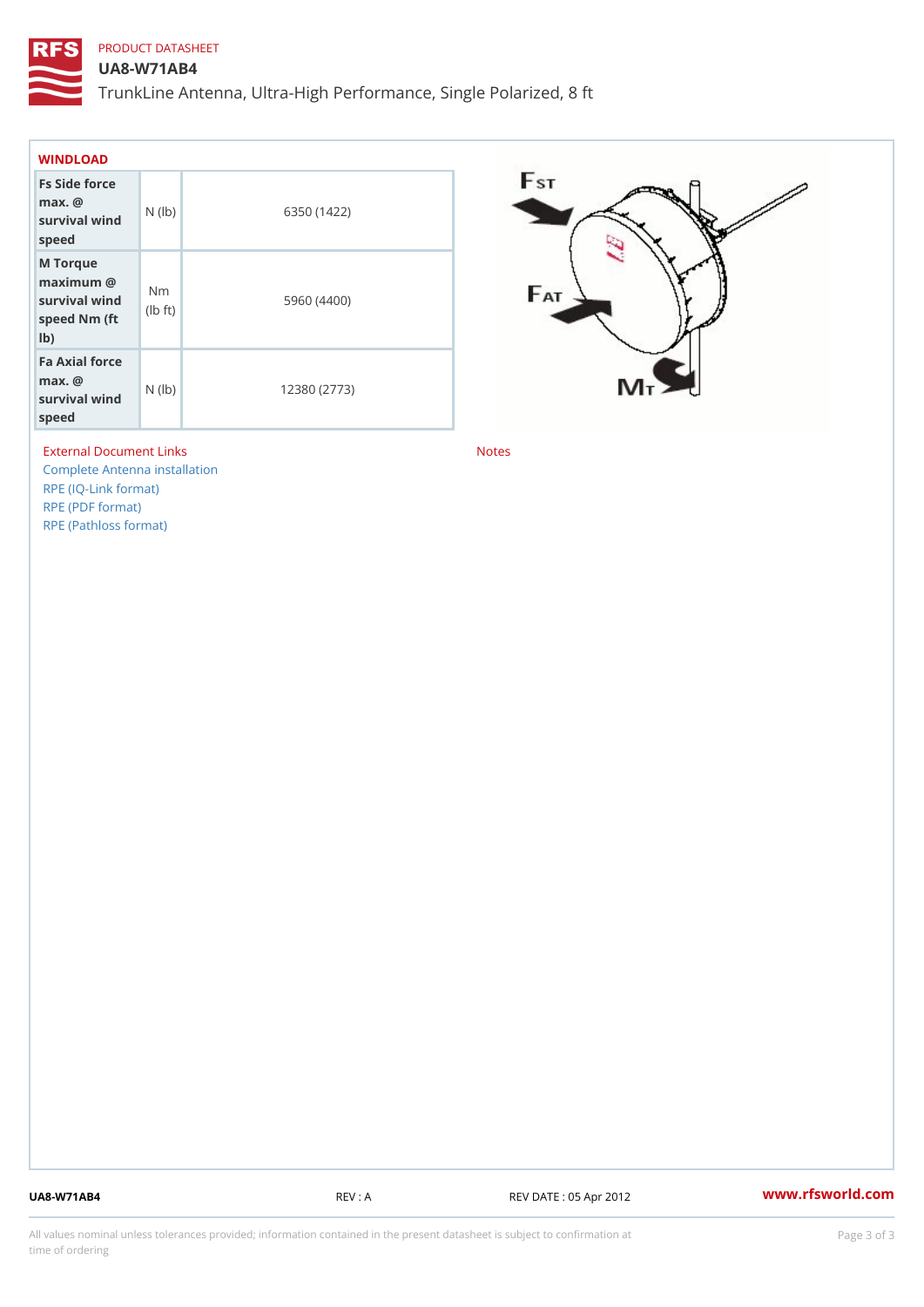PRODUCT DATASHEET

# UA8-W71AB4

TrunkLine Antenna, Ultra-High Performance, Single Polarized, 8 ft

## WINDLOAD

| | | |
|---|---|---|
| Fs Side force max. @ survival wind speed | N (lb) | 6350 (1422) |
| M Torque maximum @ survival wind speed Nm (ft lb) | Nm (lb ft) | 5960 (4400) |
| Fa Axial force max. @ survival wind speed | N (lb) | 12380 (2773) |

FST

FAT

MT

### External Document Links

Complete Antenna installation

RPE (IQ-Link format)

RPE (PDF format)

RPE (Pathloss format)

### Notes

UA8-W71AB4 REV : A REV DATE : 05 Apr 2012 www.rfsworld.com

All values nominal unless tolerances provided; information contained in the present datasheet is subject to confirmation at time of ordering